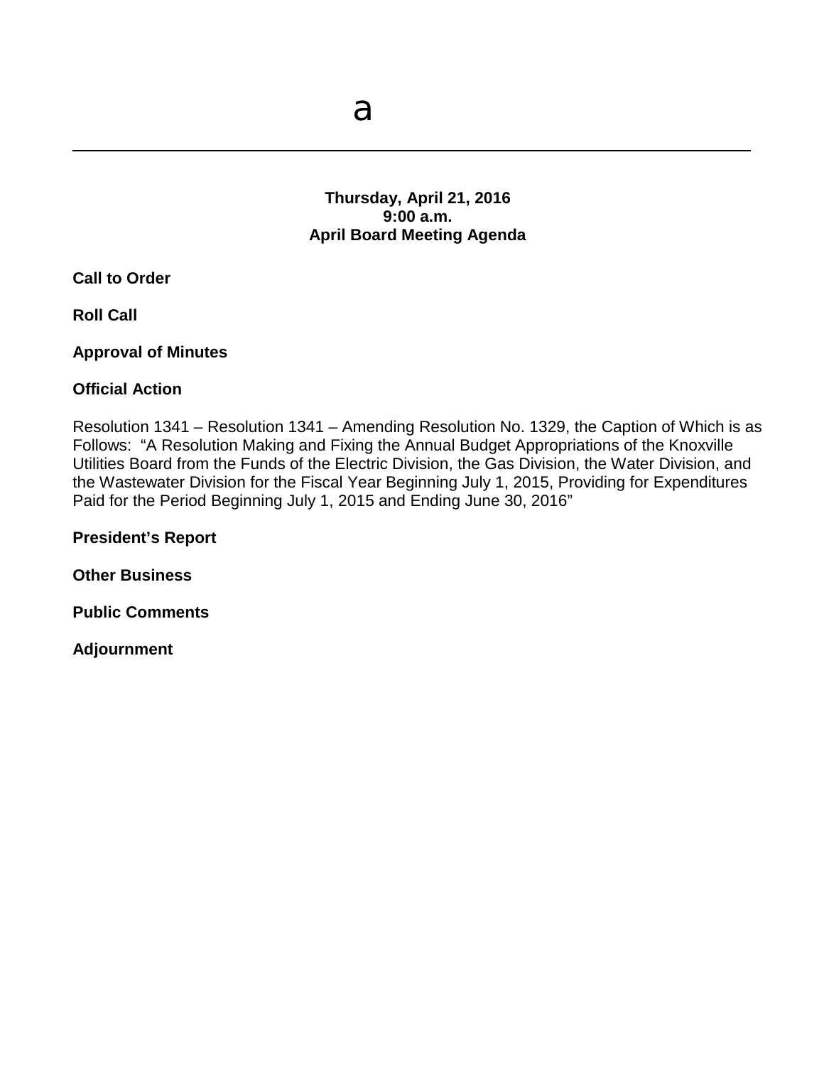a

---

**Thursday, April 21, 2016**
**9:00 a.m.**
**April Board Meeting Agenda**

**Call to Order**

**Roll Call**

**Approval of Minutes**

**Official Action**

Resolution 1341 – Resolution 1341 – Amending Resolution No. 1329, the Caption of Which is as Follows: "A Resolution Making and Fixing the Annual Budget Appropriations of the Knoxville Utilities Board from the Funds of the Electric Division, the Gas Division, the Water Division, and the Wastewater Division for the Fiscal Year Beginning July 1, 2015, Providing for Expenditures Paid for the Period Beginning July 1, 2015 and Ending June 30, 2016"

**President's Report**

**Other Business**

**Public Comments**

**Adjournment**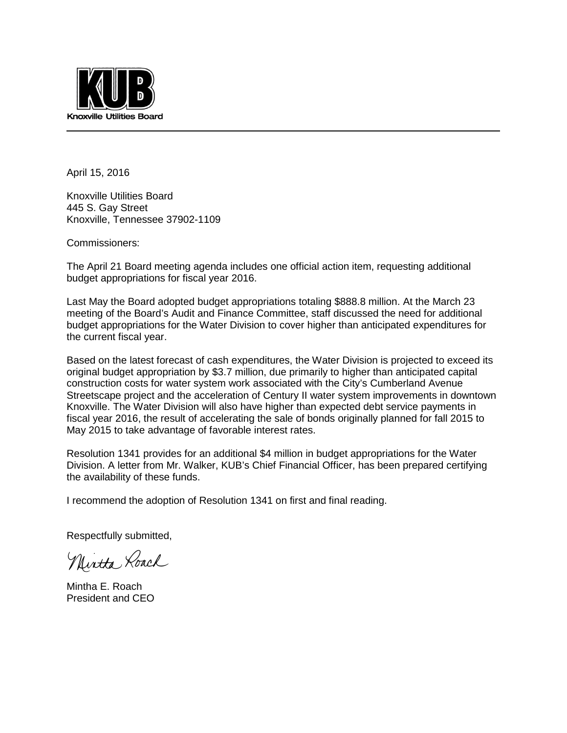**Knoxville Utilities Board**

---

April 15, 2016

Knoxville Utilities Board
445 S. Gay Street
Knoxville, Tennessee 37902-1109

Commissioners:

The April 21 Board meeting agenda includes one official action item, requesting additional budget appropriations for fiscal year 2016.

Last May the Board adopted budget appropriations totaling $888.8 million. At the March 23 meeting of the Board's Audit and Finance Committee, staff discussed the need for additional budget appropriations for the Water Division to cover higher than anticipated expenditures for the current fiscal year.

Based on the latest forecast of cash expenditures, the Water Division is projected to exceed its original budget appropriation by $3.7 million, due primarily to higher than anticipated capital construction costs for water system work associated with the City's Cumberland Avenue Streetscape project and the acceleration of Century II water system improvements in downtown Knoxville. The Water Division will also have higher than expected debt service payments in fiscal year 2016, the result of accelerating the sale of bonds originally planned for fall 2015 to May 2015 to take advantage of favorable interest rates.

Resolution 1341 provides for an additional $4 million in budget appropriations for the Water Division. A letter from Mr. Walker, KUB's Chief Financial Officer, has been prepared certifying the availability of these funds.

I recommend the adoption of Resolution 1341 on first and final reading.

Respectfully submitted,

Mintha Roach

Mintha E. Roach
President and CEO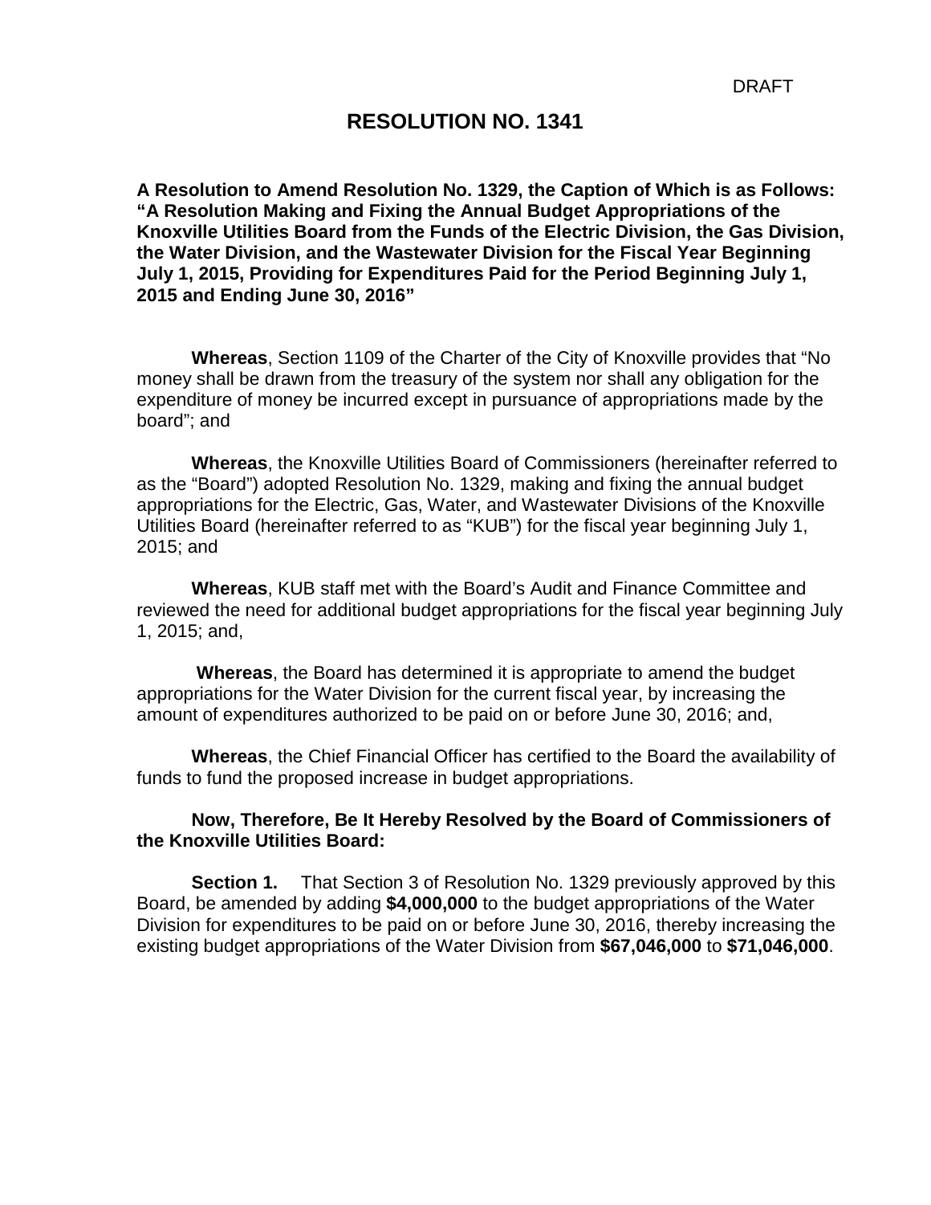DRAFT

# RESOLUTION NO. 1341

**A Resolution to Amend Resolution No. 1329, the Caption of Which is as Follows: "A Resolution Making and Fixing the Annual Budget Appropriations of the Knoxville Utilities Board from the Funds of the Electric Division, the Gas Division, the Water Division, and the Wastewater Division for the Fiscal Year Beginning July 1, 2015, Providing for Expenditures Paid for the Period Beginning July 1, 2015 and Ending June 30, 2016"**

**Whereas**, Section 1109 of the Charter of the City of Knoxville provides that "No money shall be drawn from the treasury of the system nor shall any obligation for the expenditure of money be incurred except in pursuance of appropriations made by the board"; and

**Whereas**, the Knoxville Utilities Board of Commissioners (hereinafter referred to as the "Board") adopted Resolution No. 1329, making and fixing the annual budget appropriations for the Electric, Gas, Water, and Wastewater Divisions of the Knoxville Utilities Board (hereinafter referred to as "KUB") for the fiscal year beginning July 1, 2015; and

**Whereas**, KUB staff met with the Board's Audit and Finance Committee and reviewed the need for additional budget appropriations for the fiscal year beginning July 1, 2015; and,

**Whereas**, the Board has determined it is appropriate to amend the budget appropriations for the Water Division for the current fiscal year, by increasing the amount of expenditures authorized to be paid on or before June 30, 2016; and,

**Whereas**, the Chief Financial Officer has certified to the Board the availability of funds to fund the proposed increase in budget appropriations.

**Now, Therefore, Be It Hereby Resolved by the Board of Commissioners of the Knoxville Utilities Board:**

**Section 1.** That Section 3 of Resolution No. 1329 previously approved by this Board, be amended by adding **$4,000,000** to the budget appropriations of the Water Division for expenditures to be paid on or before June 30, 2016, thereby increasing the existing budget appropriations of the Water Division from **$67,046,000** to **$71,046,000**.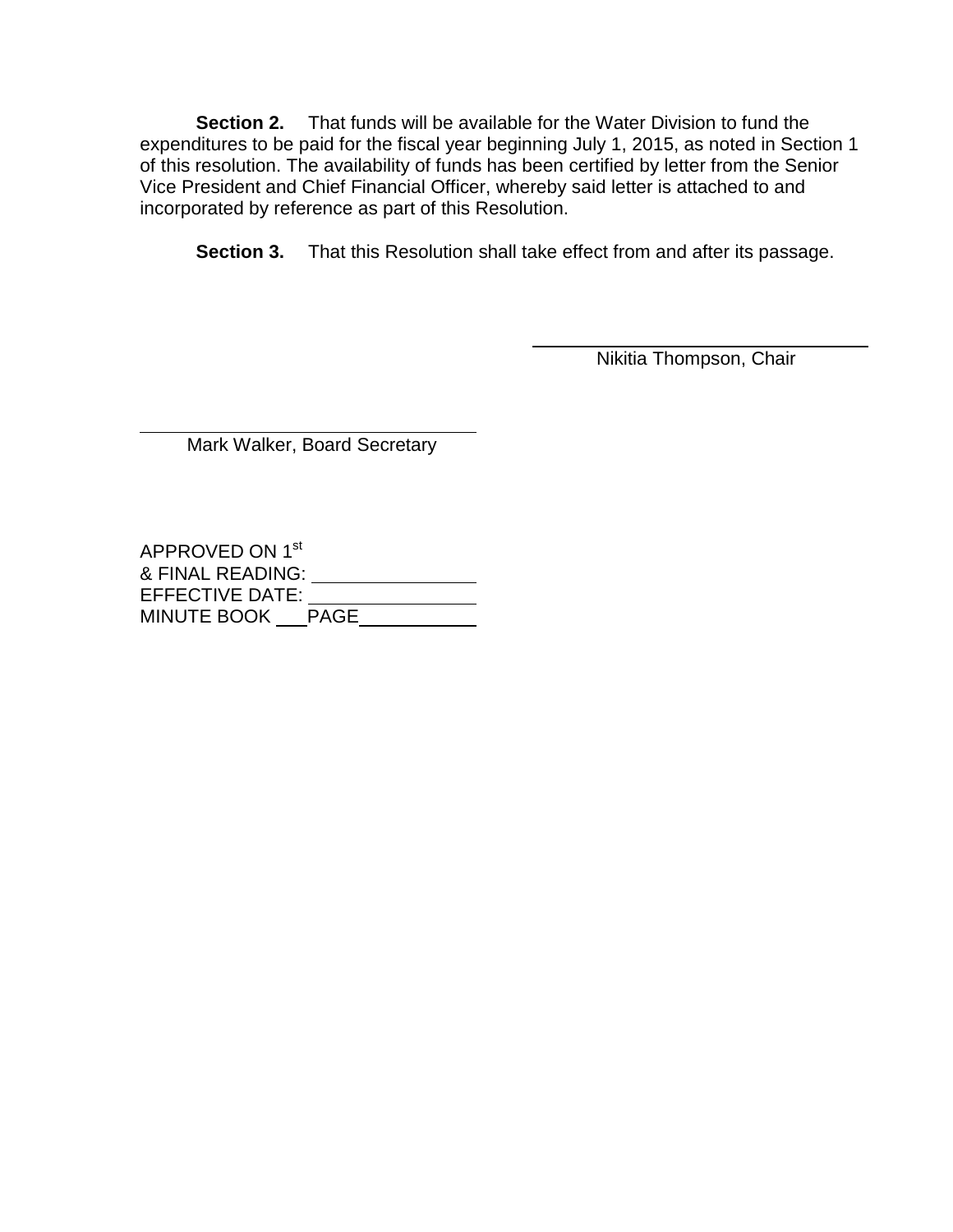**Section 2.** That funds will be available for the Water Division to fund the expenditures to be paid for the fiscal year beginning July 1, 2015, as noted in Section 1 of this resolution. The availability of funds has been certified by letter from the Senior Vice President and Chief Financial Officer, whereby said letter is attached to and incorporated by reference as part of this Resolution.

**Section 3.** That this Resolution shall take effect from and after its passage.

\_\_\_\_\_\_\_\_\_\_\_\_\_\_\_\_\_\_\_\_\_\_\_\_\_\_\_\_\_\_\_\_
Nikitia Thompson, Chair

\_\_\_\_\_\_\_\_\_\_\_\_\_\_\_\_\_\_\_\_\_\_\_\_\_\_\_\_\_\_\_\_
Mark Walker, Board Secretary

APPROVED ON 1st
& FINAL READING: \_\_\_\_\_\_\_\_\_\_\_\_\_\_\_\_
EFFECTIVE DATE: \_\_\_\_\_\_\_\_\_\_\_\_\_\_\_\_
MINUTE BOOK \_\_\_ PAGE \_\_\_\_\_\_\_\_\_\_\_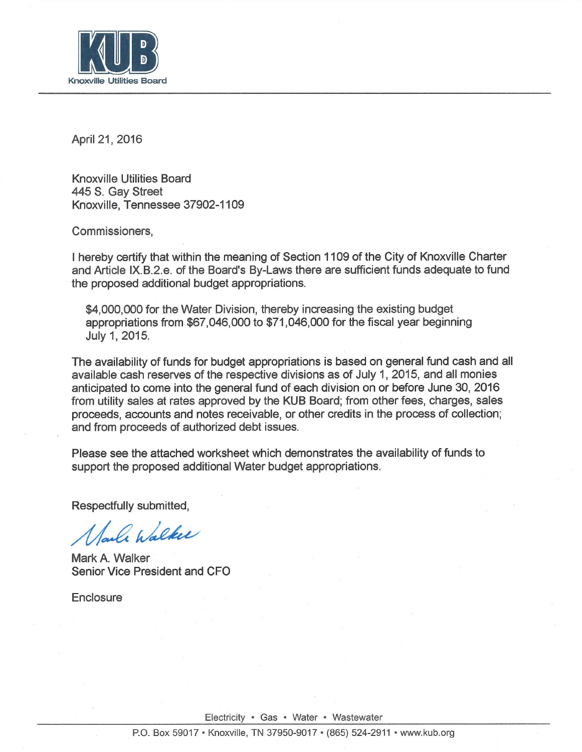Knoxville Utilities Board

April 21, 2016

Knoxville Utilities Board
445 S. Gay Street
Knoxville, Tennessee 37902-1109

Commissioners,

I hereby certify that within the meaning of Section 1109 of the City of Knoxville Charter and Article IX.B.2.e. of the Board's By-Laws there are sufficient funds adequate to fund the proposed additional budget appropriations.

> $4,000,000 for the Water Division, thereby increasing the existing budget appropriations from $67,046,000 to $71,046,000 for the fiscal year beginning July 1, 2015.

The availability of funds for budget appropriations is based on general fund cash and all available cash reserves of the respective divisions as of July 1, 2015, and all monies anticipated to come into the general fund of each division on or before June 30, 2016 from utility sales at rates approved by the KUB Board; from other fees, charges, sales proceeds, accounts and notes receivable, or other credits in the process of collection; and from proceeds of authorized debt issues.

Please see the attached worksheet which demonstrates the availability of funds to support the proposed additional Water budget appropriations.

Respectfully submitted,

Mark A. Walker
Senior Vice President and CFO

Enclosure

Electricity • Gas • Water • Wastewater

P.O. Box 59017 • Knoxville, TN 37950-9017 • (865) 524-2911 • www.kub.org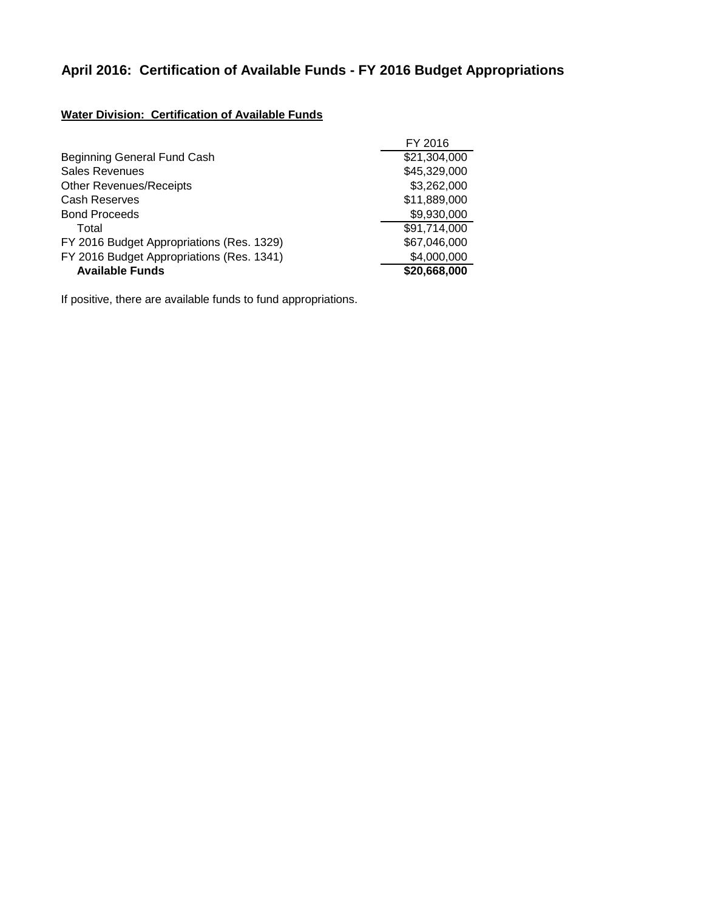# April 2016: Certification of Available Funds - FY 2016 Budget Appropriations

**Water Division: Certification of Available Funds**

| | FY 2016 |
|---|---|
| Beginning General Fund Cash | $21,304,000 |
| Sales Revenues | $45,329,000 |
| Other Revenues/Receipts | $3,262,000 |
| Cash Reserves | $11,889,000 |
| Bond Proceeds | $9,930,000 |
| Total | $91,714,000 |
| FY 2016 Budget Appropriations (Res. 1329) | $67,046,000 |
| FY 2016 Budget Appropriations (Res. 1341) | $4,000,000 |
| **Available Funds** | **$20,668,000** |

If positive, there are available funds to fund appropriations.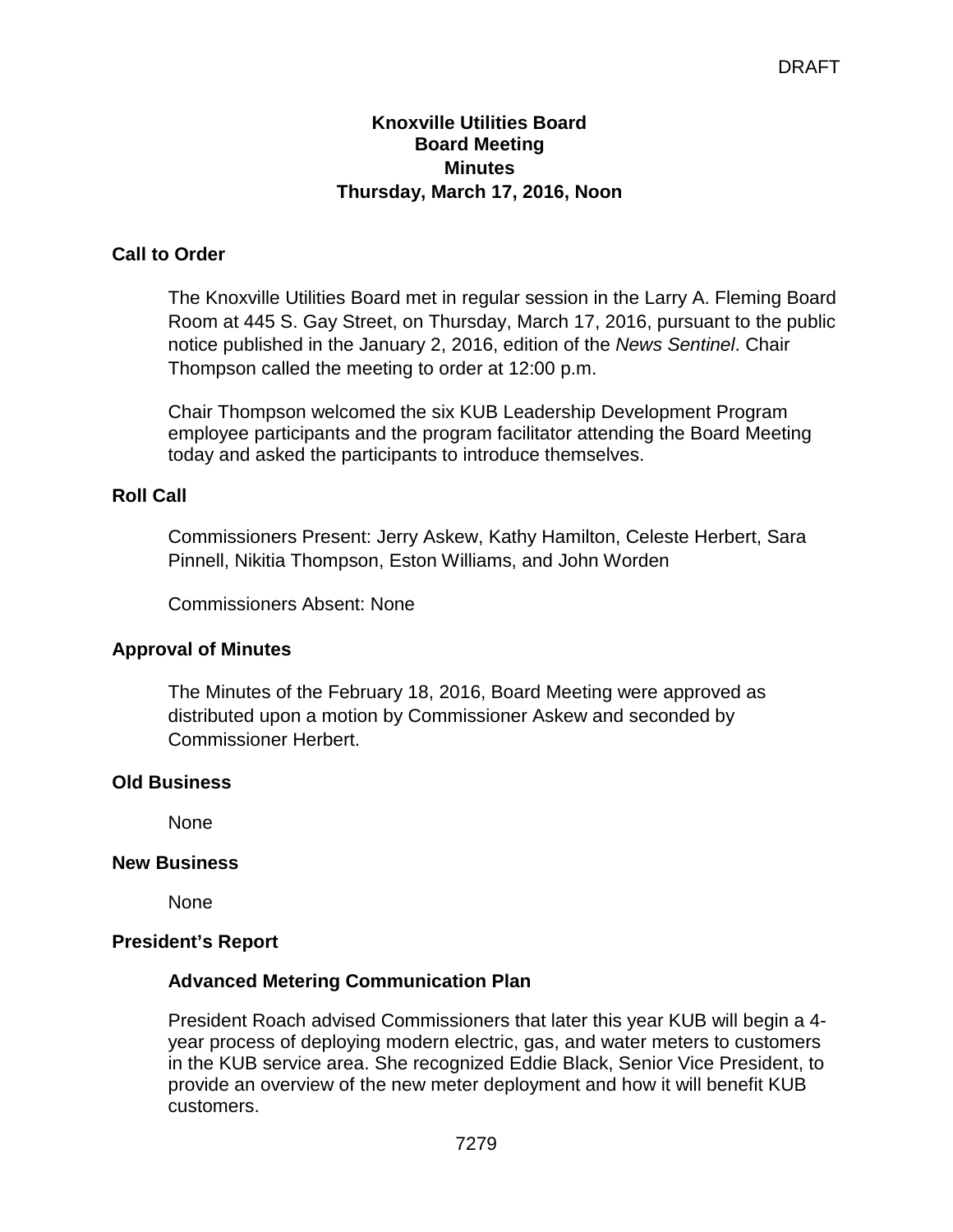DRAFT

# Knoxville Utilities Board
## Board Meeting
## Minutes
## Thursday, March 17, 2016, Noon

### Call to Order

The Knoxville Utilities Board met in regular session in the Larry A. Fleming Board Room at 445 S. Gay Street, on Thursday, March 17, 2016, pursuant to the public notice published in the January 2, 2016, edition of the *News Sentinel*. Chair Thompson called the meeting to order at 12:00 p.m.

Chair Thompson welcomed the six KUB Leadership Development Program employee participants and the program facilitator attending the Board Meeting today and asked the participants to introduce themselves.

### Roll Call

Commissioners Present: Jerry Askew, Kathy Hamilton, Celeste Herbert, Sara Pinnell, Nikitia Thompson, Eston Williams, and John Worden

Commissioners Absent: None

### Approval of Minutes

The Minutes of the February 18, 2016, Board Meeting were approved as distributed upon a motion by Commissioner Askew and seconded by Commissioner Herbert.

### Old Business

None

### New Business

None

### President's Report

#### Advanced Metering Communication Plan

President Roach advised Commissioners that later this year KUB will begin a 4-year process of deploying modern electric, gas, and water meters to customers in the KUB service area. She recognized Eddie Black, Senior Vice President, to provide an overview of the new meter deployment and how it will benefit KUB customers.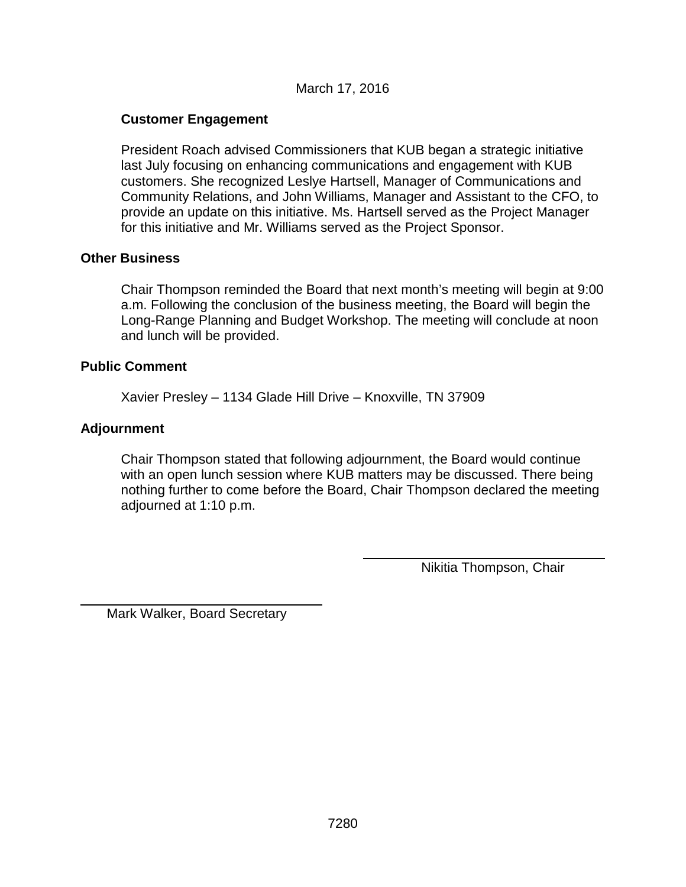March 17, 2016

**Customer Engagement**

President Roach advised Commissioners that KUB began a strategic initiative last July focusing on enhancing communications and engagement with KUB customers. She recognized Leslye Hartsell, Manager of Communications and Community Relations, and John Williams, Manager and Assistant to the CFO, to provide an update on this initiative. Ms. Hartsell served as the Project Manager for this initiative and Mr. Williams served as the Project Sponsor.

**Other Business**

Chair Thompson reminded the Board that next month's meeting will begin at 9:00 a.m. Following the conclusion of the business meeting, the Board will begin the Long-Range Planning and Budget Workshop. The meeting will conclude at noon and lunch will be provided.

**Public Comment**

Xavier Presley – 1134 Glade Hill Drive – Knoxville, TN 37909

**Adjournment**

Chair Thompson stated that following adjournment, the Board would continue with an open lunch session where KUB matters may be discussed. There being nothing further to come before the Board, Chair Thompson declared the meeting adjourned at 1:10 p.m.

Nikitia Thompson, Chair

Mark Walker, Board Secretary